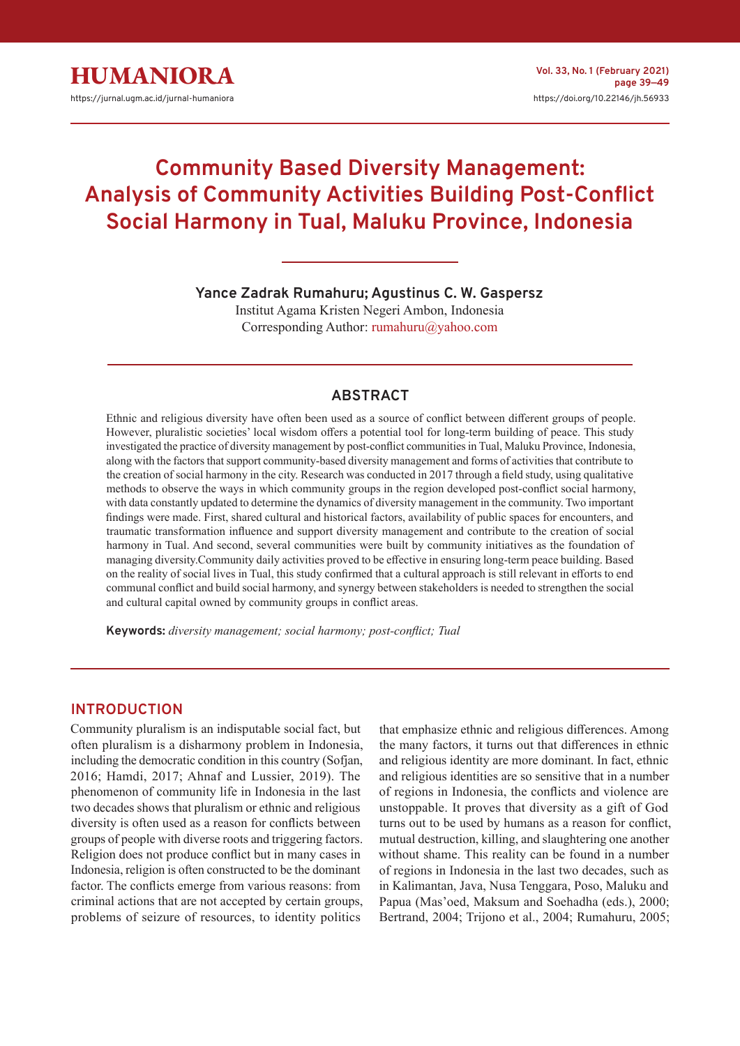# Community Based Diversity Management: Analysis of Community Activities Building Post-Conflict Social Harmony in Tual, Maluku Province, Indonesia

**Yance Zadrak Rumahuru; Agustinus C. W. Gaspersz**

Institut Agama Kristen Negeri Ambon, Indonesia

Corresponding Author: rumahuru@yahoo.com

## ABSTRACT

Ethnic and religious diversity have often been used as a source of conflict between different groups of people. However, pluralistic societies' local wisdom offers a potential tool for long-term building of peace. This study investigated the practice of diversity management by post-conflict communities in Tual, Maluku Province, Indonesia, along with the factors that support community-based diversity management and forms of activities that contribute to the creation of social harmony in the city. Research was conducted in 2017 through a field study, using qualitative methods to observe the ways in which community groups in the region developed post-conflict social harmony, with data constantly updated to determine the dynamics of diversity management in the community. Two important findings were made. First, shared cultural and historical factors, availability of public spaces for encounters, and traumatic transformation influence and support diversity management and contribute to the creation of social harmony in Tual. And second, several communities were built by community initiatives as the foundation of managing diversity.Community daily activities proved to be effective in ensuring long-term peace building. Based on the reality of social lives in Tual, this study confirmed that a cultural approach is still relevant in efforts to end communal conflict and build social harmony, and synergy between stakeholders is needed to strengthen the social and cultural capital owned by community groups in conflict areas.

**Keywords:** *diversity management; social harmony; post-conflict; Tual*

## INTRODUCTION

Community pluralism is an indisputable social fact, but often pluralism is a disharmony problem in Indonesia, including the democratic condition in this country (Sofjan, 2016; Hamdi, 2017; Ahnaf and Lussier, 2019). The phenomenon of community life in Indonesia in the last two decades shows that pluralism or ethnic and religious diversity is often used as a reason for conflicts between groups of people with diverse roots and triggering factors. Religion does not produce conflict but in many cases in Indonesia, religion is often constructed to be the dominant factor. The conflicts emerge from various reasons: from criminal actions that are not accepted by certain groups, problems of seizure of resources, to identity politics that emphasize ethnic and religious differences. Among the many factors, it turns out that differences in ethnic and religious identity are more dominant. In fact, ethnic and religious identities are so sensitive that in a number of regions in Indonesia, the conflicts and violence are unstoppable. It proves that diversity as a gift of God turns out to be used by humans as a reason for conflict, mutual destruction, killing, and slaughtering one another without shame. This reality can be found in a number of regions in Indonesia in the last two decades, such as in Kalimantan, Java, Nusa Tenggara, Poso, Maluku and Papua (Mas'oed, Maksum and Soehadha (eds.), 2000; Bertrand, 2004; Trijono et al., 2004; Rumahuru, 2005;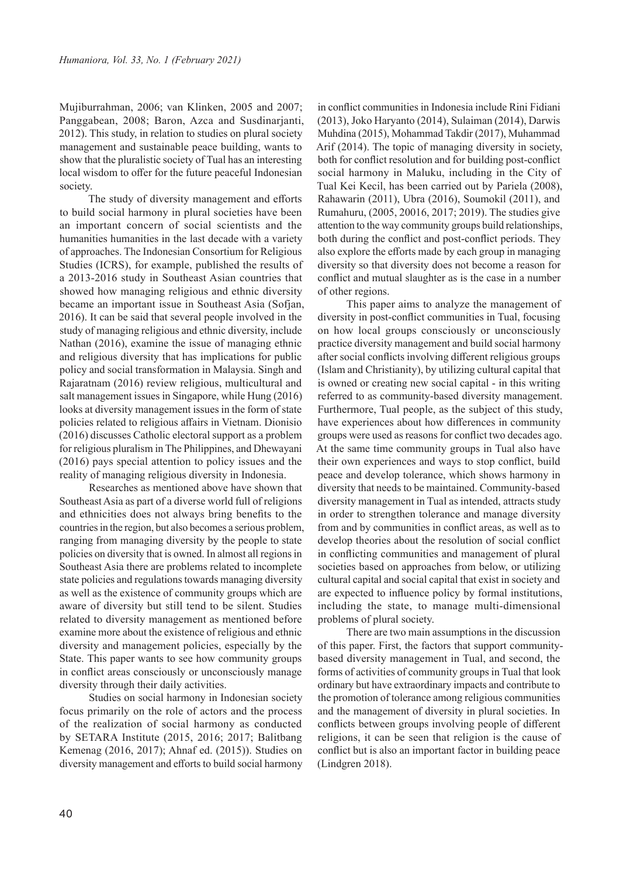Mujiburrahman, 2006; van Klinken, 2005 and 2007; Panggabean, 2008; Baron, Azca and Susdinarjanti, 2012). This study, in relation to studies on plural society management and sustainable peace building, wants to show that the pluralistic society of Tual has an interesting local wisdom to offer for the future peaceful Indonesian society.

The study of diversity management and efforts to build social harmony in plural societies have been an important concern of social scientists and the humanities humanities in the last decade with a variety of approaches. The Indonesian Consortium for Religious Studies (ICRS), for example, published the results of a 2013-2016 study in Southeast Asian countries that showed how managing religious and ethnic diversity became an important issue in Southeast Asia (Sofjan, 2016). It can be said that several people involved in the study of managing religious and ethnic diversity, include Nathan (2016), examine the issue of managing ethnic and religious diversity that has implications for public policy and social transformation in Malaysia. Singh and Rajaratnam (2016) review religious, multicultural and salt management issues in Singapore, while Hung (2016) looks at diversity management issues in the form of state policies related to religious affairs in Vietnam. Dionisio (2016) discusses Catholic electoral support as a problem for religious pluralism in The Philippines, and Dhewayani (2016) pays special attention to policy issues and the reality of managing religious diversity in Indonesia.

Researches as mentioned above have shown that Southeast Asia as part of a diverse world full of religions and ethnicities does not always bring benefits to the countries in the region, but also becomes a serious problem, ranging from managing diversity by the people to state policies on diversity that is owned. In almost all regions in Southeast Asia there are problems related to incomplete state policies and regulations towards managing diversity as well as the existence of community groups which are aware of diversity but still tend to be silent. Studies related to diversity management as mentioned before examine more about the existence of religious and ethnic diversity and management policies, especially by the State. This paper wants to see how community groups in conflict areas consciously or unconsciously manage diversity through their daily activities.

Studies on social harmony in Indonesian society focus primarily on the role of actors and the process of the realization of social harmony as conducted by SETARA Institute (2015, 2016; 2017; Balitbang Kemenag (2016, 2017); Ahnaf ed. (2015)). Studies on diversity management and efforts to build social harmony in conflict communities in Indonesia include Rini Fidiani (2013), Joko Haryanto (2014), Sulaiman (2014), Darwis Muhdina (2015), Mohammad Takdir (2017), Muhammad Arif (2014). The topic of managing diversity in society, both for conflict resolution and for building post-conflict social harmony in Maluku, including in the City of Tual Kei Kecil, has been carried out by Pariela (2008), Rahawarin (2011), Ubra (2016), Soumokil (2011), and Rumahuru, (2005, 20016, 2017; 2019). The studies give attention to the way community groups build relationships, both during the conflict and post-conflict periods. They also explore the efforts made by each group in managing diversity so that diversity does not become a reason for conflict and mutual slaughter as is the case in a number of other regions.

This paper aims to analyze the management of diversity in post-conflict communities in Tual, focusing on how local groups consciously or unconsciously practice diversity management and build social harmony after social conflicts involving different religious groups (Islam and Christianity), by utilizing cultural capital that is owned or creating new social capital - in this writing referred to as community-based diversity management. Furthermore, Tual people, as the subject of this study, have experiences about how differences in community groups were used as reasons for conflict two decades ago. At the same time community groups in Tual also have their own experiences and ways to stop conflict, build peace and develop tolerance, which shows harmony in diversity that needs to be maintained. Community-based diversity management in Tual as intended, attracts study in order to strengthen tolerance and manage diversity from and by communities in conflict areas, as well as to develop theories about the resolution of social conflict in conflicting communities and management of plural societies based on approaches from below, or utilizing cultural capital and social capital that exist in society and are expected to influence policy by formal institutions, including the state, to manage multi-dimensional problems of plural society.

There are two main assumptions in the discussion of this paper. First, the factors that support community-based diversity management in Tual, and second, the forms of activities of community groups in Tual that look ordinary but have extraordinary impacts and contribute to the promotion of tolerance among religious communities and the management of diversity in plural societies. In conflicts between groups involving people of different religions, it can be seen that religion is the cause of conflict but is also an important factor in building peace (Lindgren 2018).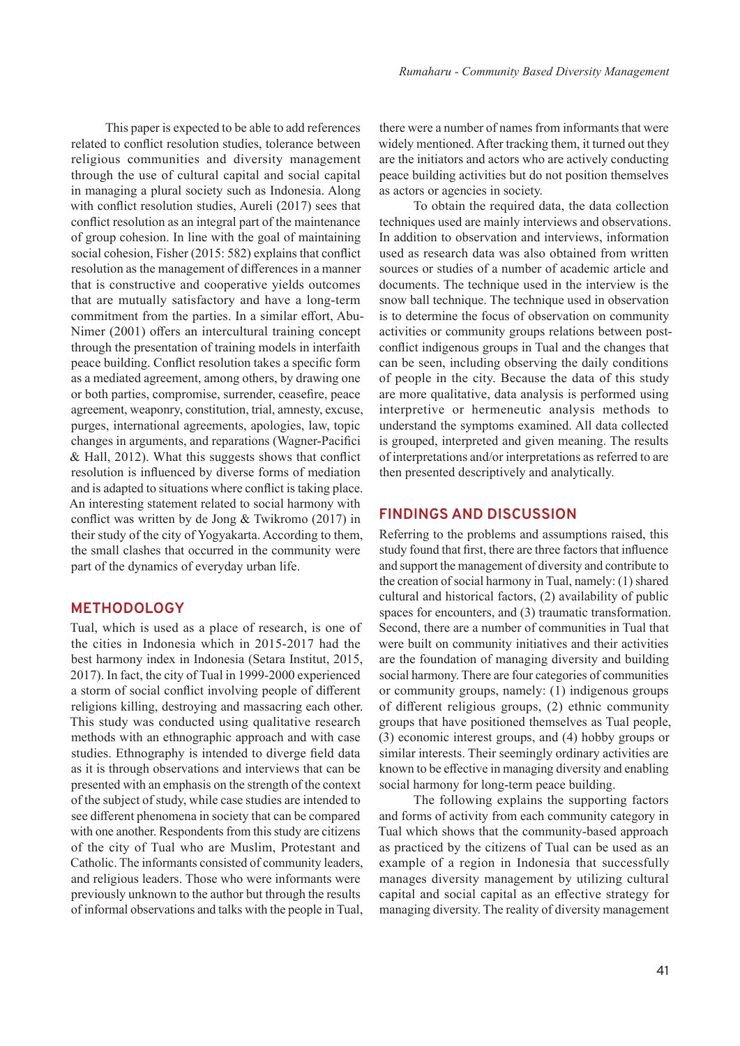This paper is expected to be able to add references related to conflict resolution studies, tolerance between religious communities and diversity management through the use of cultural capital and social capital in managing a plural society such as Indonesia. Along with conflict resolution studies, Aureli (2017) sees that conflict resolution as an integral part of the maintenance of group cohesion. In line with the goal of maintaining social cohesion, Fisher (2015: 582) explains that conflict resolution as the management of differences in a manner that is constructive and cooperative yields outcomes that are mutually satisfactory and have a long-term commitment from the parties. In a similar effort, Abu-Nimer (2001) offers an intercultural training concept through the presentation of training models in interfaith peace building. Conflict resolution takes a specific form as a mediated agreement, among others, by drawing one or both parties, compromise, surrender, ceasefire, peace agreement, weaponry, constitution, trial, amnesty, excuse, purges, international agreements, apologies, law, topic changes in arguments, and reparations (Wagner-Pacifici & Hall, 2012). What this suggests shows that conflict resolution is influenced by diverse forms of mediation and is adapted to situations where conflict is taking place. An interesting statement related to social harmony with conflict was written by de Jong & Twikromo (2017) in their study of the city of Yogyakarta. According to them, the small clashes that occurred in the community were part of the dynamics of everyday urban life.

## METHODOLOGY

Tual, which is used as a place of research, is one of the cities in Indonesia which in 2015-2017 had the best harmony index in Indonesia (Setara Institut, 2015, 2017). In fact, the city of Tual in 1999-2000 experienced a storm of social conflict involving people of different religions killing, destroying and massacring each other. This study was conducted using qualitative research methods with an ethnographic approach and with case studies. Ethnography is intended to diverge field data as it is through observations and interviews that can be presented with an emphasis on the strength of the context of the subject of study, while case studies are intended to see different phenomena in society that can be compared with one another. Respondents from this study are citizens of the city of Tual who are Muslim, Protestant and Catholic. The informants consisted of community leaders, and religious leaders. Those who were informants were previously unknown to the author but through the results of informal observations and talks with the people in Tual, there were a number of names from informants that were widely mentioned. After tracking them, it turned out they are the initiators and actors who are actively conducting peace building activities but do not position themselves as actors or agencies in society.

To obtain the required data, the data collection techniques used are mainly interviews and observations. In addition to observation and interviews, information used as research data was also obtained from written sources or studies of a number of academic article and documents. The technique used in the interview is the snow ball technique. The technique used in observation is to determine the focus of observation on community activities or community groups relations between post-conflict indigenous groups in Tual and the changes that can be seen, including observing the daily conditions of people in the city. Because the data of this study are more qualitative, data analysis is performed using interpretive or hermeneutic analysis methods to understand the symptoms examined. All data collected is grouped, interpreted and given meaning. The results of interpretations and/or interpretations as referred to are then presented descriptively and analytically.

## FINDINGS AND DISCUSSION

Referring to the problems and assumptions raised, this study found that first, there are three factors that influence and support the management of diversity and contribute to the creation of social harmony in Tual, namely: (1) shared cultural and historical factors, (2) availability of public spaces for encounters, and (3) traumatic transformation. Second, there are a number of communities in Tual that were built on community initiatives and their activities are the foundation of managing diversity and building social harmony. There are four categories of communities or community groups, namely: (1) indigenous groups of different religious groups, (2) ethnic community groups that have positioned themselves as Tual people, (3) economic interest groups, and (4) hobby groups or similar interests. Their seemingly ordinary activities are known to be effective in managing diversity and enabling social harmony for long-term peace building.

The following explains the supporting factors and forms of activity from each community category in Tual which shows that the community-based approach as practiced by the citizens of Tual can be used as an example of a region in Indonesia that successfully manages diversity management by utilizing cultural capital and social capital as an effective strategy for managing diversity. The reality of diversity management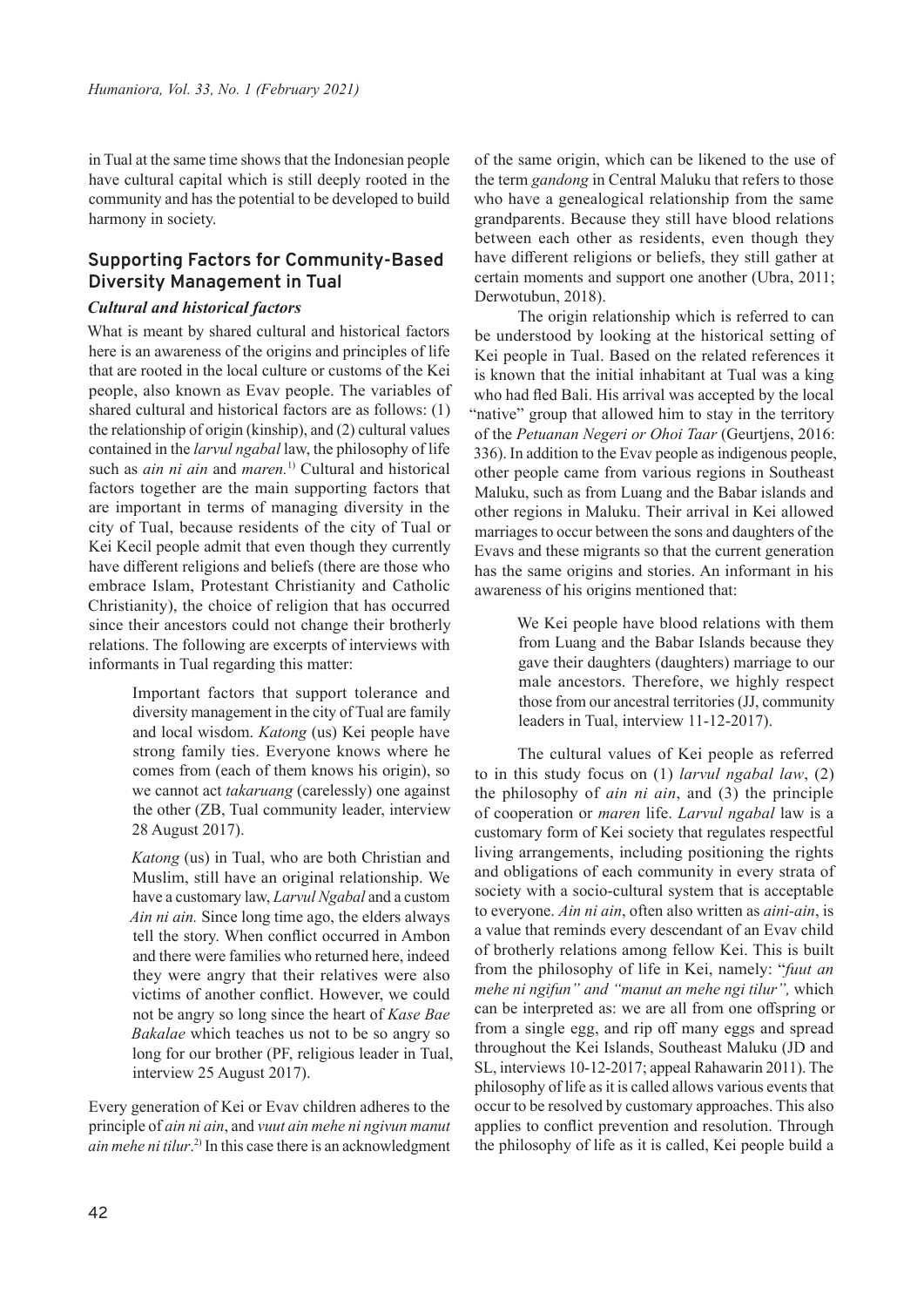in Tual at the same time shows that the Indonesian people have cultural capital which is still deeply rooted in the community and has the potential to be developed to build harmony in society.

## Supporting Factors for Community-Based Diversity Management in Tual

### *Cultural and historical factors*

What is meant by shared cultural and historical factors here is an awareness of the origins and principles of life that are rooted in the local culture or customs of the Kei people, also known as Evav people. The variables of shared cultural and historical factors are as follows: (1) the relationship of origin (kinship), and (2) cultural values contained in the *larvul ngabal* law, the philosophy of life such as *ain ni ain* and *maren.*[1] Cultural and historical factors together are the main supporting factors that are important in terms of managing diversity in the city of Tual, because residents of the city of Tual or Kei Kecil people admit that even though they currently have different religions and beliefs (there are those who embrace Islam, Protestant Christianity and Catholic Christianity), the choice of religion that has occurred since their ancestors could not change their brotherly relations. The following are excerpts of interviews with informants in Tual regarding this matter:

> Important factors that support tolerance and diversity management in the city of Tual are family and local wisdom. *Katong* (us) Kei people have strong family ties. Everyone knows where he comes from (each of them knows his origin), so we cannot act *takaruang* (carelessly) one against the other (ZB, Tual community leader, interview 28 August 2017).

> *Katong* (us) in Tual, who are both Christian and Muslim, still have an original relationship. We have a customary law, *Larvul Ngabal* and a custom *Ain ni ain.* Since long time ago, the elders always tell the story. When conflict occurred in Ambon and there were families who returned here, indeed they were angry that their relatives were also victims of another conflict. However, we could not be angry so long since the heart of *Kase Bae Bakalae* which teaches us not to be so angry so long for our brother (PF, religious leader in Tual, interview 25 August 2017).

Every generation of Kei or Evav children adheres to the principle of *ain ni ain*, and *vuut ain mehe ni ngivun manut ain mehe ni tilur*.[2] In this case there is an acknowledgment of the same origin, which can be likened to the use of the term *gandong* in Central Maluku that refers to those who have a genealogical relationship from the same grandparents. Because they still have blood relations between each other as residents, even though they have different religions or beliefs, they still gather at certain moments and support one another (Ubra, 2011; Derwotubun, 2018).

The origin relationship which is referred to can be understood by looking at the historical setting of Kei people in Tual. Based on the related references it is known that the initial inhabitant at Tual was a king who had fled Bali. His arrival was accepted by the local "native" group that allowed him to stay in the territory of the *Petuanan Negeri or Ohoi Taar* (Geurtjens, 2016: 336). In addition to the Evav people as indigenous people, other people came from various regions in Southeast Maluku, such as from Luang and the Babar islands and other regions in Maluku. Their arrival in Kei allowed marriages to occur between the sons and daughters of the Evavs and these migrants so that the current generation has the same origins and stories. An informant in his awareness of his origins mentioned that:

> We Kei people have blood relations with them from Luang and the Babar Islands because they gave their daughters (daughters) marriage to our male ancestors. Therefore, we highly respect those from our ancestral territories (JJ, community leaders in Tual, interview 11-12-2017).

The cultural values of Kei people as referred to in this study focus on (1) *larvul ngabal law*, (2) the philosophy of *ain ni ain*, and (3) the principle of cooperation or *maren* life. *Larvul ngabal* law is a customary form of Kei society that regulates respectful living arrangements, including positioning the rights and obligations of each community in every strata of society with a socio-cultural system that is acceptable to everyone. *Ain ni ain*, often also written as *aini-ain*, is a value that reminds every descendant of an Evav child of brotherly relations among fellow Kei. This is built from the philosophy of life in Kei, namely: "*fuut an mehe ni ngifun" and "manut an mehe ngi tilur",* which can be interpreted as: we are all from one offspring or from a single egg, and rip off many eggs and spread throughout the Kei Islands, Southeast Maluku (JD and SL, interviews 10-12-2017; appeal Rahawarin 2011). The philosophy of life as it is called allows various events that occur to be resolved by customary approaches. This also applies to conflict prevention and resolution. Through the philosophy of life as it is called, Kei people build a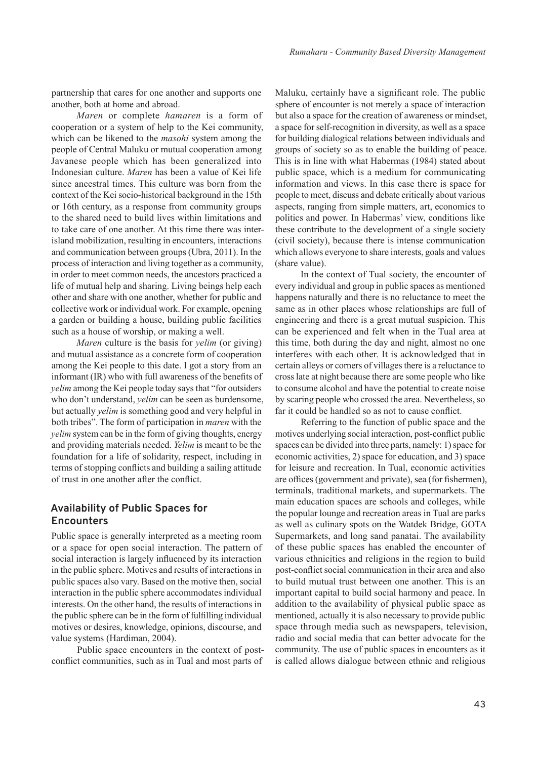partnership that cares for one another and supports one another, both at home and abroad.

*Maren* or complete *hamaren* is a form of cooperation or a system of help to the Kei community, which can be likened to the *masohi* system among the people of Central Maluku or mutual cooperation among Javanese people which has been generalized into Indonesian culture. *Maren* has been a value of Kei life since ancestral times. This culture was born from the context of the Kei socio-historical background in the 15th or 16th century, as a response from community groups to the shared need to build lives within limitations and to take care of one another. At this time there was inter-island mobilization, resulting in encounters, interactions and communication between groups (Ubra, 2011). In the process of interaction and living together as a community, in order to meet common needs, the ancestors practiced a life of mutual help and sharing. Living beings help each other and share with one another, whether for public and collective work or individual work. For example, opening a garden or building a house, building public facilities such as a house of worship, or making a well.

*Maren* culture is the basis for *yelim* (or giving) and mutual assistance as a concrete form of cooperation among the Kei people to this date. I got a story from an informant (IR) who with full awareness of the benefits of *yelim* among the Kei people today says that "for outsiders who don't understand, *yelim* can be seen as burdensome, but actually *yelim* is something good and very helpful in both tribes". The form of participation in *maren* with the *yelim* system can be in the form of giving thoughts, energy and providing materials needed. *Yelim* is meant to be the foundation for a life of solidarity, respect, including in terms of stopping conflicts and building a sailing attitude of trust in one another after the conflict.

## Availability of Public Spaces for Encounters

Public space is generally interpreted as a meeting room or a space for open social interaction. The pattern of social interaction is largely influenced by its interaction in the public sphere. Motives and results of interactions in public spaces also vary. Based on the motive then, social interaction in the public sphere accommodates individual interests. On the other hand, the results of interactions in the public sphere can be in the form of fulfilling individual motives or desires, knowledge, opinions, discourse, and value systems (Hardiman, 2004).

Public space encounters in the context of post-conflict communities, such as in Tual and most parts of Maluku, certainly have a significant role. The public sphere of encounter is not merely a space of interaction but also a space for the creation of awareness or mindset, a space for self-recognition in diversity, as well as a space for building dialogical relations between individuals and groups of society so as to enable the building of peace. This is in line with what Habermas (1984) stated about public space, which is a medium for communicating information and views. In this case there is space for people to meet, discuss and debate critically about various aspects, ranging from simple matters, art, economics to politics and power. In Habermas' view, conditions like these contribute to the development of a single society (civil society), because there is intense communication which allows everyone to share interests, goals and values (share value).

In the context of Tual society, the encounter of every individual and group in public spaces as mentioned happens naturally and there is no reluctance to meet the same as in other places whose relationships are full of engineering and there is a great mutual suspicion. This can be experienced and felt when in the Tual area at this time, both during the day and night, almost no one interferes with each other. It is acknowledged that in certain alleys or corners of villages there is a reluctance to cross late at night because there are some people who like to consume alcohol and have the potential to create noise by scaring people who crossed the area. Nevertheless, so far it could be handled so as not to cause conflict.

Referring to the function of public space and the motives underlying social interaction, post-conflict public spaces can be divided into three parts, namely: 1) space for economic activities, 2) space for education, and 3) space for leisure and recreation. In Tual, economic activities are offices (government and private), sea (for fishermen), terminals, traditional markets, and supermarkets. The main education spaces are schools and colleges, while the popular lounge and recreation areas in Tual are parks as well as culinary spots on the Watdek Bridge, GOTA Supermarkets, and long sand panatai. The availability of these public spaces has enabled the encounter of various ethnicities and religions in the region to build post-conflict social communication in their area and also to build mutual trust between one another. This is an important capital to build social harmony and peace. In addition to the availability of physical public space as mentioned, actually it is also necessary to provide public space through media such as newspapers, television, radio and social media that can better advocate for the community. The use of public spaces in encounters as it is called allows dialogue between ethnic and religious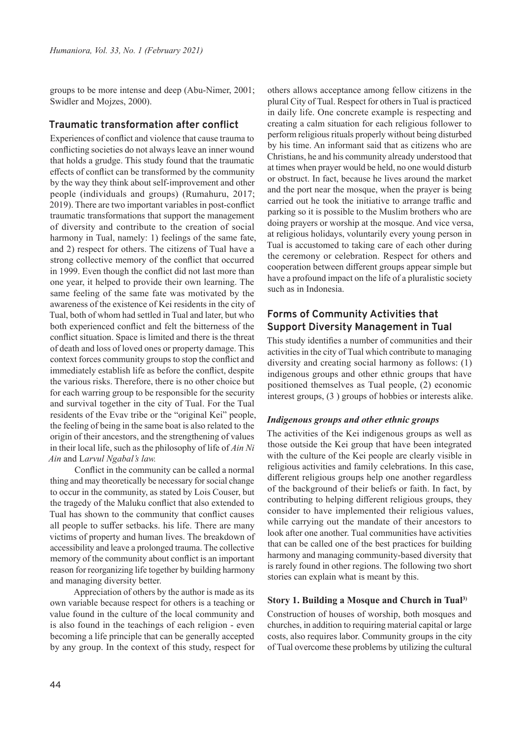groups to be more intense and deep (Abu-Nimer, 2001; Swidler and Mojzes, 2000).

## Traumatic transformation after conflict

Experiences of conflict and violence that cause trauma to conflicting societies do not always leave an inner wound that holds a grudge. This study found that the traumatic effects of conflict can be transformed by the community by the way they think about self-improvement and other people (individuals and groups) (Rumahuru, 2017; 2019). There are two important variables in post-conflict traumatic transformations that support the management of diversity and contribute to the creation of social harmony in Tual, namely: 1) feelings of the same fate, and 2) respect for others. The citizens of Tual have a strong collective memory of the conflict that occurred in 1999. Even though the conflict did not last more than one year, it helped to provide their own learning. The same feeling of the same fate was motivated by the awareness of the existence of Kei residents in the city of Tual, both of whom had settled in Tual and later, but who both experienced conflict and felt the bitterness of the conflict situation. Space is limited and there is the threat of death and loss of loved ones or property damage. This context forces community groups to stop the conflict and immediately establish life as before the conflict, despite the various risks. Therefore, there is no other choice but for each warring group to be responsible for the security and survival together in the city of Tual. For the Tual residents of the Evav tribe or the "original Kei" people, the feeling of being in the same boat is also related to the origin of their ancestors, and the strengthening of values in their local life, such as the philosophy of life of *Ain Ni Ain* and L*arvul Ngabal's law.*

Conflict in the community can be called a normal thing and may theoretically be necessary for social change to occur in the community, as stated by Lois Couser, but the tragedy of the Maluku conflict that also extended to Tual has shown to the community that conflict causes all people to suffer setbacks. his life. There are many victims of property and human lives. The breakdown of accessibility and leave a prolonged trauma. The collective memory of the community about conflict is an important reason for reorganizing life together by building harmony and managing diversity better.

Appreciation of others by the author is made as its own variable because respect for others is a teaching or value found in the culture of the local community and is also found in the teachings of each religion - even becoming a life principle that can be generally accepted by any group. In the context of this study, respect for others allows acceptance among fellow citizens in the plural City of Tual. Respect for others in Tual is practiced in daily life. One concrete example is respecting and creating a calm situation for each religious follower to perform religious rituals properly without being disturbed by his time. An informant said that as citizens who are Christians, he and his community already understood that at times when prayer would be held, no one would disturb or obstruct. In fact, because he lives around the market and the port near the mosque, when the prayer is being carried out he took the initiative to arrange traffic and parking so it is possible to the Muslim brothers who are doing prayers or worship at the mosque. And vice versa, at religious holidays, voluntarily every young person in Tual is accustomed to taking care of each other during the ceremony or celebration. Respect for others and cooperation between different groups appear simple but have a profound impact on the life of a pluralistic society such as in Indonesia.

## Forms of Community Activities that Support Diversity Management in Tual

This study identifies a number of communities and their activities in the city of Tual which contribute to managing diversity and creating social harmony as follows: (1) indigenous groups and other ethnic groups that have positioned themselves as Tual people, (2) economic interest groups, (3 ) groups of hobbies or interests alike.

### *Indigenous groups and other ethnic groups*

The activities of the Kei indigenous groups as well as those outside the Kei group that have been integrated with the culture of the Kei people are clearly visible in religious activities and family celebrations. In this case, different religious groups help one another regardless of the background of their beliefs or faith. In fact, by contributing to helping different religious groups, they consider to have implemented their religious values, while carrying out the mandate of their ancestors to look after one another. Tual communities have activities that can be called one of the best practices for building harmony and managing community-based diversity that is rarely found in other regions. The following two short stories can explain what is meant by this.

#### Story 1. Building a Mosque and Church in Tual[3)]

Construction of houses of worship, both mosques and churches, in addition to requiring material capital or large costs, also requires labor. Community groups in the city of Tual overcome these problems by utilizing the cultural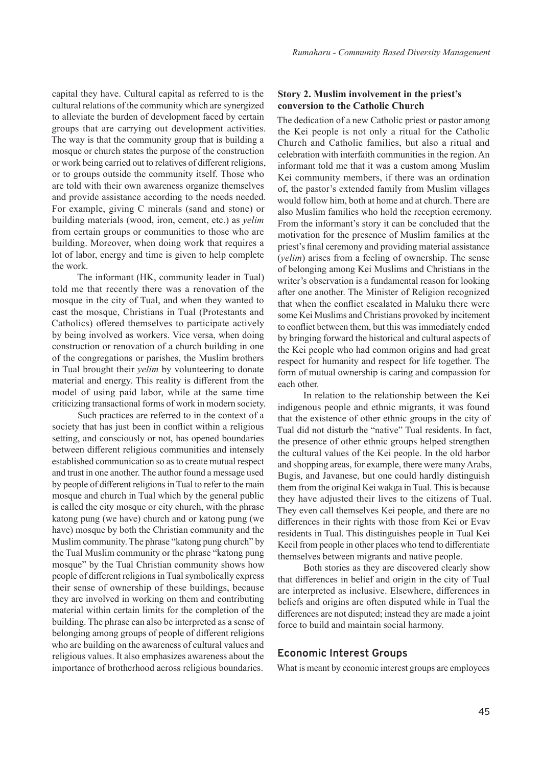capital they have. Cultural capital as referred to is the cultural relations of the community which are synergized to alleviate the burden of development faced by certain groups that are carrying out development activities. The way is that the community group that is building a mosque or church states the purpose of the construction or work being carried out to relatives of different religions, or to groups outside the community itself. Those who are told with their own awareness organize themselves and provide assistance according to the needs needed. For example, giving C minerals (sand and stone) or building materials (wood, iron, cement, etc.) as *yelim* from certain groups or communities to those who are building. Moreover, when doing work that requires a lot of labor, energy and time is given to help complete the work.

The informant (HK, community leader in Tual) told me that recently there was a renovation of the mosque in the city of Tual, and when they wanted to cast the mosque, Christians in Tual (Protestants and Catholics) offered themselves to participate actively by being involved as workers. Vice versa, when doing construction or renovation of a church building in one of the congregations or parishes, the Muslim brothers in Tual brought their *yelim* by volunteering to donate material and energy. This reality is different from the model of using paid labor, while at the same time criticizing transactional forms of work in modern society.

Such practices are referred to in the context of a society that has just been in conflict within a religious setting, and consciously or not, has opened boundaries between different religious communities and intensely established communication so as to create mutual respect and trust in one another. The author found a message used by people of different religions in Tual to refer to the main mosque and church in Tual which by the general public is called the city mosque or city church, with the phrase katong pung (we have) church and or katong pung (we have) mosque by both the Christian community and the Muslim community. The phrase "katong pung church" by the Tual Muslim community or the phrase "katong pung mosque" by the Tual Christian community shows how people of different religions in Tual symbolically express their sense of ownership of these buildings, because they are involved in working on them and contributing material within certain limits for the completion of the building. The phrase can also be interpreted as a sense of belonging among groups of people of different religions who are building on the awareness of cultural values and religious values. It also emphasizes awareness about the importance of brotherhood across religious boundaries.

**Story 2. Muslim involvement in the priest's conversion to the Catholic Church**

The dedication of a new Catholic priest or pastor among the Kei people is not only a ritual for the Catholic Church and Catholic families, but also a ritual and celebration with interfaith communities in the region. An informant told me that it was a custom among Muslim Kei community members, if there was an ordination of, the pastor's extended family from Muslim villages would follow him, both at home and at church. There are also Muslim families who hold the reception ceremony. From the informant's story it can be concluded that the motivation for the presence of Muslim families at the priest's final ceremony and providing material assistance (*yelim*) arises from a feeling of ownership. The sense of belonging among Kei Muslims and Christians in the writer's observation is a fundamental reason for looking after one another. The Minister of Religion recognized that when the conflict escalated in Maluku there were some Kei Muslims and Christians provoked by incitement to conflict between them, but this was immediately ended by bringing forward the historical and cultural aspects of the Kei people who had common origins and had great respect for humanity and respect for life together. The form of mutual ownership is caring and compassion for each other.

In relation to the relationship between the Kei indigenous people and ethnic migrants, it was found that the existence of other ethnic groups in the city of Tual did not disturb the "native" Tual residents. In fact, the presence of other ethnic groups helped strengthen the cultural values of the Kei people. In the old harbor and shopping areas, for example, there were many Arabs, Bugis, and Javanese, but one could hardly distinguish them from the original Kei wakga in Tual. This is because they have adjusted their lives to the citizens of Tual. They even call themselves Kei people, and there are no differences in their rights with those from Kei or Evav residents in Tual. This distinguishes people in Tual Kei Kecil from people in other places who tend to differentiate themselves between migrants and native people.

Both stories as they are discovered clearly show that differences in belief and origin in the city of Tual are interpreted as inclusive. Elsewhere, differences in beliefs and origins are often disputed while in Tual the differences are not disputed; instead they are made a joint force to build and maintain social harmony.

## Economic Interest Groups

What is meant by economic interest groups are employees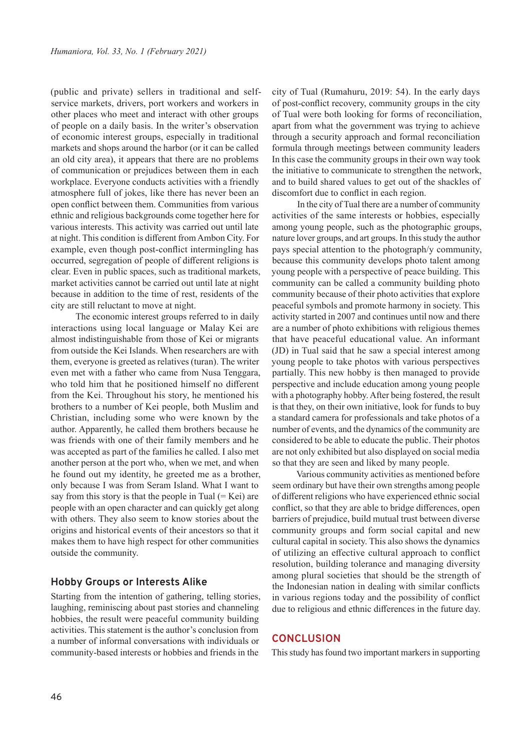(public and private) sellers in traditional and self-service markets, drivers, port workers and workers in other places who meet and interact with other groups of people on a daily basis. In the writer's observation of economic interest groups, especially in traditional markets and shops around the harbor (or it can be called an old city area), it appears that there are no problems of communication or prejudices between them in each workplace. Everyone conducts activities with a friendly atmosphere full of jokes, like there has never been an open conflict between them. Communities from various ethnic and religious backgrounds come together here for various interests. This activity was carried out until late at night. This condition is different from Ambon City. For example, even though post-conflict intermingling has occurred, segregation of people of different religions is clear. Even in public spaces, such as traditional markets, market activities cannot be carried out until late at night because in addition to the time of rest, residents of the city are still reluctant to move at night.

The economic interest groups referred to in daily interactions using local language or Malay Kei are almost indistinguishable from those of Kei or migrants from outside the Kei Islands. When researchers are with them, everyone is greeted as relatives (turan). The writer even met with a father who came from Nusa Tenggara, who told him that he positioned himself no different from the Kei. Throughout his story, he mentioned his brothers to a number of Kei people, both Muslim and Christian, including some who were known by the author. Apparently, he called them brothers because he was friends with one of their family members and he was accepted as part of the families he called. I also met another person at the port who, when we met, and when he found out my identity, he greeted me as a brother, only because I was from Seram Island. What I want to say from this story is that the people in Tual (= Kei) are people with an open character and can quickly get along with others. They also seem to know stories about the origins and historical events of their ancestors so that it makes them to have high respect for other communities outside the community.

## Hobby Groups or Interests Alike

Starting from the intention of gathering, telling stories, laughing, reminiscing about past stories and channeling hobbies, the result were peaceful community building activities. This statement is the author's conclusion from a number of informal conversations with individuals or community-based interests or hobbies and friends in the city of Tual (Rumahuru, 2019: 54). In the early days of post-conflict recovery, community groups in the city of Tual were both looking for forms of reconciliation, apart from what the government was trying to achieve through a security approach and formal reconciliation formula through meetings between community leaders In this case the community groups in their own way took the initiative to communicate to strengthen the network, and to build shared values to get out of the shackles of discomfort due to conflict in each region.

In the city of Tual there are a number of community activities of the same interests or hobbies, especially among young people, such as the photographic groups, nature lover groups, and art groups. In this study the author pays special attention to the photograph/y community, because this community develops photo talent among young people with a perspective of peace building. This community can be called a community building photo community because of their photo activities that explore peaceful symbols and promote harmony in society. This activity started in 2007 and continues until now and there are a number of photo exhibitions with religious themes that have peaceful educational value. An informant (JD) in Tual said that he saw a special interest among young people to take photos with various perspectives partially. This new hobby is then managed to provide perspective and include education among young people with a photography hobby. After being fostered, the result is that they, on their own initiative, look for funds to buy a standard camera for professionals and take photos of a number of events, and the dynamics of the community are considered to be able to educate the public. Their photos are not only exhibited but also displayed on social media so that they are seen and liked by many people.

Various community activities as mentioned before seem ordinary but have their own strengths among people of different religions who have experienced ethnic social conflict, so that they are able to bridge differences, open barriers of prejudice, build mutual trust between diverse community groups and form social capital and new cultural capital in society. This also shows the dynamics of utilizing an effective cultural approach to conflict resolution, building tolerance and managing diversity among plural societies that should be the strength of the Indonesian nation in dealing with similar conflicts in various regions today and the possibility of conflict due to religious and ethnic differences in the future day.

## CONCLUSION

This study has found two important markers in supporting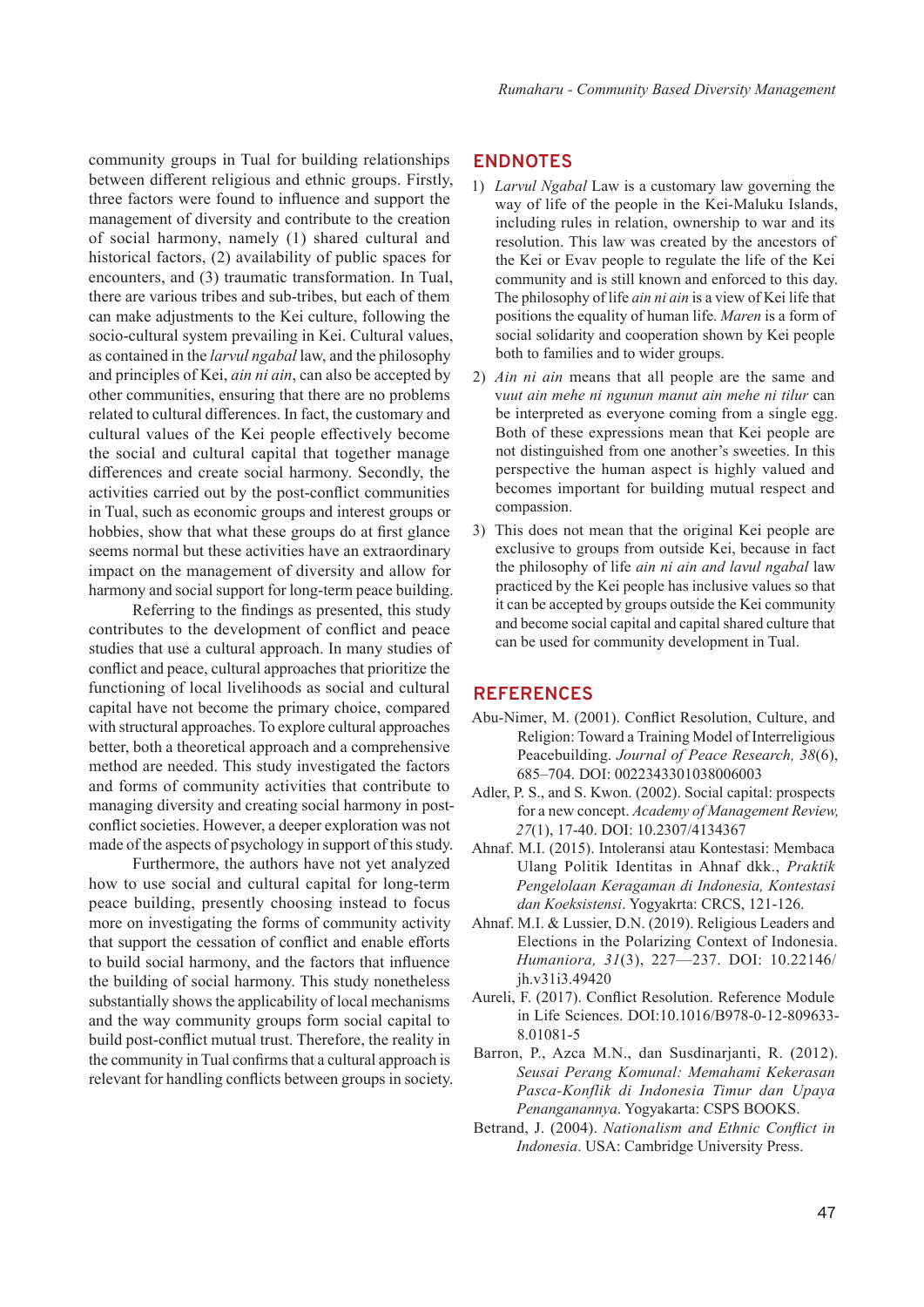community groups in Tual for building relationships between different religious and ethnic groups. Firstly, three factors were found to influence and support the management of diversity and contribute to the creation of social harmony, namely (1) shared cultural and historical factors, (2) availability of public spaces for encounters, and (3) traumatic transformation. In Tual, there are various tribes and sub-tribes, but each of them can make adjustments to the Kei culture, following the socio-cultural system prevailing in Kei. Cultural values, as contained in the *larvul ngabal* law, and the philosophy and principles of Kei, *ain ni ain*, can also be accepted by other communities, ensuring that there are no problems related to cultural differences. In fact, the customary and cultural values of the Kei people effectively become the social and cultural capital that together manage differences and create social harmony. Secondly, the activities carried out by the post-conflict communities in Tual, such as economic groups and interest groups or hobbies, show that what these groups do at first glance seems normal but these activities have an extraordinary impact on the management of diversity and allow for harmony and social support for long-term peace building.

Referring to the findings as presented, this study contributes to the development of conflict and peace studies that use a cultural approach. In many studies of conflict and peace, cultural approaches that prioritize the functioning of local livelihoods as social and cultural capital have not become the primary choice, compared with structural approaches. To explore cultural approaches better, both a theoretical approach and a comprehensive method are needed. This study investigated the factors and forms of community activities that contribute to managing diversity and creating social harmony in post-conflict societies. However, a deeper exploration was not made of the aspects of psychology in support of this study.

Furthermore, the authors have not yet analyzed how to use social and cultural capital for long-term peace building, presently choosing instead to focus more on investigating the forms of community activity that support the cessation of conflict and enable efforts to build social harmony, and the factors that influence the building of social harmony. This study nonetheless substantially shows the applicability of local mechanisms and the way community groups form social capital to build post-conflict mutual trust. Therefore, the reality in the community in Tual confirms that a cultural approach is relevant for handling conflicts between groups in society.

## ENDNOTES

1) *Larvul Ngabal* Law is a customary law governing the way of life of the people in the Kei-Maluku Islands, including rules in relation, ownership to war and its resolution. This law was created by the ancestors of the Kei or Evav people to regulate the life of the Kei community and is still known and enforced to this day. The philosophy of life *ain ni ain* is a view of Kei life that positions the equality of human life. *Maren* is a form of social solidarity and cooperation shown by Kei people both to families and to wider groups.
2) *Ain ni ain* means that all people are the same and v*uut ain mehe ni ngunun manut ain mehe ni tilur* can be interpreted as everyone coming from a single egg. Both of these expressions mean that Kei people are not distinguished from one another's sweeties. In this perspective the human aspect is highly valued and becomes important for building mutual respect and compassion.
3) This does not mean that the original Kei people are exclusive to groups from outside Kei, because in fact the philosophy of life *ain ni ain and lavul ngabal* law practiced by the Kei people has inclusive values so that it can be accepted by groups outside the Kei community and become social capital and capital shared culture that can be used for community development in Tual.

## REFERENCES

Abu-Nimer, M. (2001). Conflict Resolution, Culture, and Religion: Toward a Training Model of Interreligious Peacebuilding. *Journal of Peace Research, 38*(6), 685–704. DOI: 0022343301038006003

Adler, P. S., and S. Kwon. (2002). Social capital: prospects for a new concept. *Academy of Management Review, 27*(1), 17-40. DOI: 10.2307/4134367

Ahnaf. M.I. (2015). Intoleransi atau Kontestasi: Membaca Ulang Politik Identitas in Ahnaf dkk., *Praktik Pengelolaan Keragaman di Indonesia, Kontestasi dan Koeksistensi*. Yogyakrta: CRCS, 121-126.

Ahnaf. M.I. & Lussier, D.N. (2019). Religious Leaders and Elections in the Polarizing Context of Indonesia. *Humaniora, 31*(3), 227—237. DOI: 10.22146/jh.v31i3.49420

Aureli, F. (2017). Conflict Resolution. Reference Module in Life Sciences. DOI:10.1016/B978-0-12-809633-8.01081-5

Barron, P., Azca M.N., dan Susdinarjanti, R. (2012). *Seusai Perang Komunal: Memahami Kekerasan Pasca-Konflik di Indonesia Timur dan Upaya Penangananny*a. Yogyakarta: CSPS BOOKS.

Betrand, J. (2004). *Nationalism and Ethnic Conflict in Indonesia*. USA: Cambridge University Press.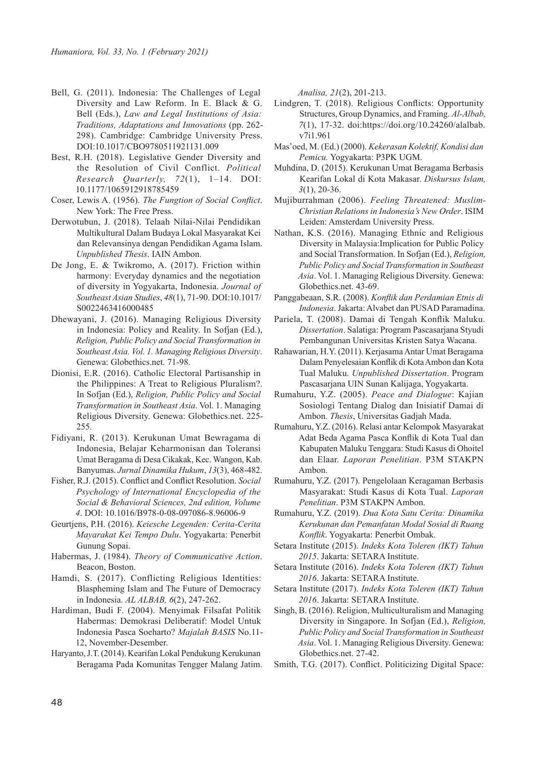Bell, G. (2011). Indonesia: The Challenges of Legal Diversity and Law Reform. In E. Black & G. Bell (Eds.), *Law and Legal Institutions of Asia: Traditions, Adaptations and Innovations* (pp. 262-298). Cambridge: Cambridge University Press. DOI:10.1017/CBO9780511921131.009

Best, R.H. (2018). Legislative Gender Diversity and the Resolution of Civil Conflict. *Political Research Quarterly, 72*(1), 1–14. DOI: 10.1177/1065912918785459

Coser, Lewis A. (1956). *The Fungtion of Social Conflict*. New York: The Free Press.

Derwotubun, J. (2018). Telaah Nilai-Nilai Pendidikan Multikultural Dalam Budaya Lokal Masyarakat Kei dan Relevansinya dengan Pendidikan Agama Islam. *Unpublished Thesis*. IAIN Ambon.

De Jong, E. & Twikromo, A. (2017). Friction within harmony: Everyday dynamics and the negotiation of diversity in Yogyakarta, Indonesia. *Journal of Southeast Asian Studies*, *48*(1), 71-90. DOI:10.1017/S0022463416000485

Dhewayani, J. (2016). Managing Religious Diversity in Indonesia: Policy and Reality. In Sofjan (Ed.), *Religion, Public Policy and Social Transformation in Southeast Asia. Vol. 1. Managing Religious Diversity*. Genewa: Globethics.net. 71-98.

Dionisi, E.R. (2016). Catholic Electoral Partisanship in the Philippines: A Treat to Religious Pluralism?. In Sofjan (Ed.), *Religion, Public Policy and Social Transformation in Southeast Asia*. Vol. 1. Managing Religious Diversity. Genewa: Globethics.net. 225-255.

Fidiyani, R. (2013). Kerukunan Umat Bewragama di Indonesia, Belajar Keharmonisan dan Toleransi Umat Beragama di Desa Cikakak, Kec. Wangon, Kab. Banyumas. *Jurnal Dinamika Hukum*, *13*(3), 468-482.

Fisher, R.J. (2015). Conflict and Conflict Resolution. *Social Psychology of International Encyclopedia of the Social & Behavioral Sciences, 2nd edition, Volume 4*. DOI: 10.1016/B978-0-08-097086-8.96006-9

Geurtjens, P.H. (2016). *Keiesche Legenden: Cerita-Cerita Mayarakat Kei Tempo Dulu*. Yogyakarta: Penerbit Gunung Sopai.

Habermas, J. (1984). *Theory of Communicative Action*. Beacon, Boston.

Hamdi, S. (2017). Conflicting Religious Identities: Blaspheming Islam and The Future of Democracy in Indonesia. *AL ALBAB, 6*(2), 247-262.

Hardiman, Budi F. (2004). Menyimak Filsafat Politik Habermas: Demokrasi Deliberatif: Model Untuk Indonesia Pasca Soeharto? *Majalah BASIS* No.11-12, November-Desember.

Haryanto, J.T. (2014). Kearifan Lokal Pendukung Kerukunan Beragama Pada Komunitas Tengger Malang Jatim. *Analisa, 21*(2), 201-213.

Lindgren, T. (2018). Religious Conflicts: Opportunity Structures, Group Dynamics, and Framing. *Al-Albab, 7*(1), 17-32. doi:https://doi.org/10.24260/alalbab.v7i1.961

Mas'oed, M. (Ed.) (2000). *Kekerasan Kolektif, Kondisi dan Pemicu.* Yogyakarta: P3PK UGM.

Muhdina, D. (2015). Kerukunan Umat Beragama Berbasis Kearifan Lokal di Kota Makasar. *Diskursus Islam, 3*(1), 20-36.

Mujiburrahman (2006). *Feeling Threatened: Muslim-Christian Relations in Indonesia's New Order*. ISIM Leiden: Amsterdam University Press.

Nathan, K.S. (2016). Managing Ethnic and Religious Diversity in Malaysia:Implication for Public Policy and Social Transformation. In Sofjan (Ed.), *Religion, Public Policy and Social Transformation in Southeast Asia*. Vol. 1. Managing Religious Diversity. Genewa: Globethics.net. 43-69.

Panggabeaan, S.R. (2008). *Konflik dan Perdamian Etnis di Indonesia*. Jakarta: Alvabet dan PUSAD Paramadina.

Pariela, T. (2008). Damai di Tengah Konflik Maluku. *Dissertation*. Salatiga: Program Pascasarjana Styudi Pembangunan Universitas Kristen Satya Wacana.

Rahawarian, H.Y. (2011). Kerjasama Antar Umat Beragama Dalam Penyelesaian Konflik di Kota Ambon dan Kota Tual Maluku. *Unpublished Dissertation*. Program Pascasarjana UIN Sunan Kalijaga, Yogyakarta.

Rumahuru, Y.Z. (2005). *Peace and Dialogue*: Kajian Sosiologi Tentang Dialog dan Inisiatif Damai di Ambon. *Thesis*, Universitas Gadjah Mada.

Rumahuru, Y.Z. (2016). Relasi antar Kelompok Masyarakat Adat Beda Agama Pasca Konflik di Kota Tual dan Kabupaten Maluku Tenggara: Studi Kasus di Ohoitel dan Elaar. *Laporan Penelitian*. P3M STAKPN Ambon.

Rumahuru, Y.Z. (2017). Pengelolaan Keragaman Berbasis Masyarakat: Studi Kasus di Kota Tual. *Laporan Penelitian*. P3M STAKPN Ambon.

Rumahuru, Y.Z. (2019). *Dua Kota Satu Cerita: Dinamika Kerukunan dan Pemanfatan Modal Sosial di Ruang Konflik*. Yogyakarta: Penerbit Ombak.

Setara Institute (2015). *Indeks Kota Toleren (IKT) Tahun 2015*. Jakarta: SETARA Institute.

Setara Institute (2016). *Indeks Kota Toleren (IKT) Tahun 2016*. Jakarta: SETARA Institute.

Setara Institute (2017). *Indeks Kota Toleren (IKT) Tahun 2016*. Jakarta: SETARA Institute.

Singh, B. (2016). Religion, Multiculturalism and Managing Diversity in Singapore. In Sofjan (Ed.), *Religion, Public Policy and Social Transformation in Southeast Asia*. Vol. 1. Managing Religious Diversity. Genewa: Globethics.net. 27-42.

Smith, T.G. (2017). Conflict. Politicizing Digital Space: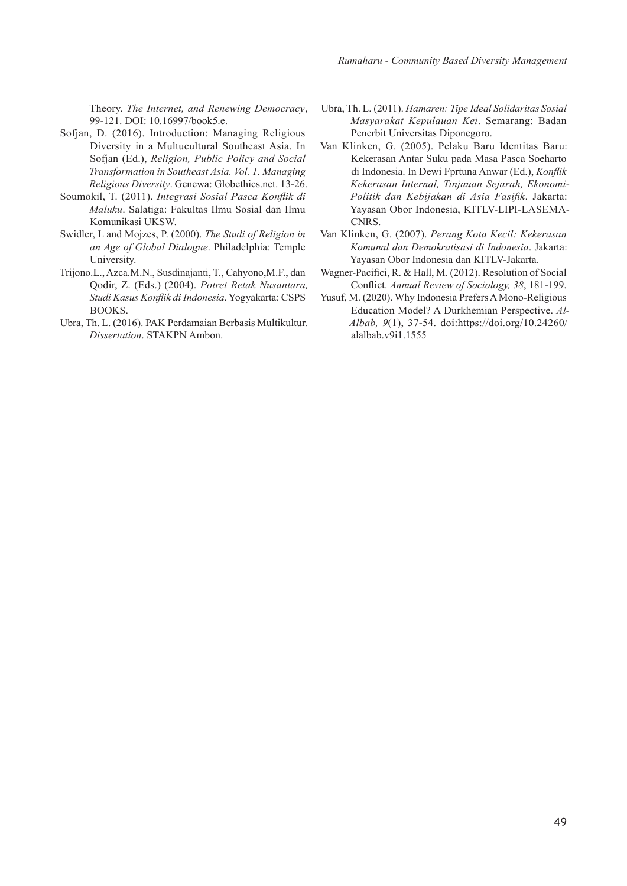Theory. *The Internet, and Renewing Democracy*, 99-121. DOI: 10.16997/book5.e.

Sofjan, D. (2016). Introduction: Managing Religious Diversity in a Multucultural Southeast Asia. In Sofjan (Ed.), *Religion, Public Policy and Social Transformation in Southeast Asia. Vol. 1. Managing Religious Diversity*. Genewa: Globethics.net. 13-26.

Soumokil, T. (2011). *Integrasi Sosial Pasca Konflik di Maluku*. Salatiga: Fakultas Ilmu Sosial dan Ilmu Komunikasi UKSW.

Swidler, L and Mojzes, P. (2000). *The Studi of Religion in an Age of Global Dialogue*. Philadelphia: Temple University.

Trijono.L., Azca.M.N., Susdinajanti, T., Cahyono,M.F., dan Qodir, Z. (Eds.) (2004). *Potret Retak Nusantara, Studi Kasus Konflik di Indonesia*. Yogyakarta: CSPS BOOKS.

Ubra, Th. L. (2016). PAK Perdamaian Berbasis Multikultur. *Dissertation*. STAKPN Ambon.

Ubra, Th. L. (2011). *Hamaren: Tipe Ideal Solidaritas Sosial Masyarakat Kepulauan Kei*. Semarang: Badan Penerbit Universitas Diponegoro.

Van Klinken, G. (2005). Pelaku Baru Identitas Baru: Kekerasan Antar Suku pada Masa Pasca Soeharto di Indonesia. In Dewi Fprtuna Anwar (Ed.), *Konflik Kekerasan Internal, Tinjauan Sejarah, Ekonomi-Politik dan Kebijakan di Asia Fasifik*. Jakarta: Yayasan Obor Indonesia, KITLV-LIPI-LASEMA-CNRS.

Van Klinken, G. (2007). *Perang Kota Kecil: Kekerasan Komunal dan Demokratisasi di Indonesia*. Jakarta: Yayasan Obor Indonesia dan KITLV-Jakarta.

Wagner-Pacifici, R. & Hall, M. (2012). Resolution of Social Conflict. *Annual Review of Sociology, 38*, 181-199.

Yusuf, M. (2020). Why Indonesia Prefers A Mono-Religious Education Model? A Durkhemian Perspective. *Al-Albab, 9*(1), 37-54. doi:https://doi.org/10.24260/alalbab.v9i1.1555